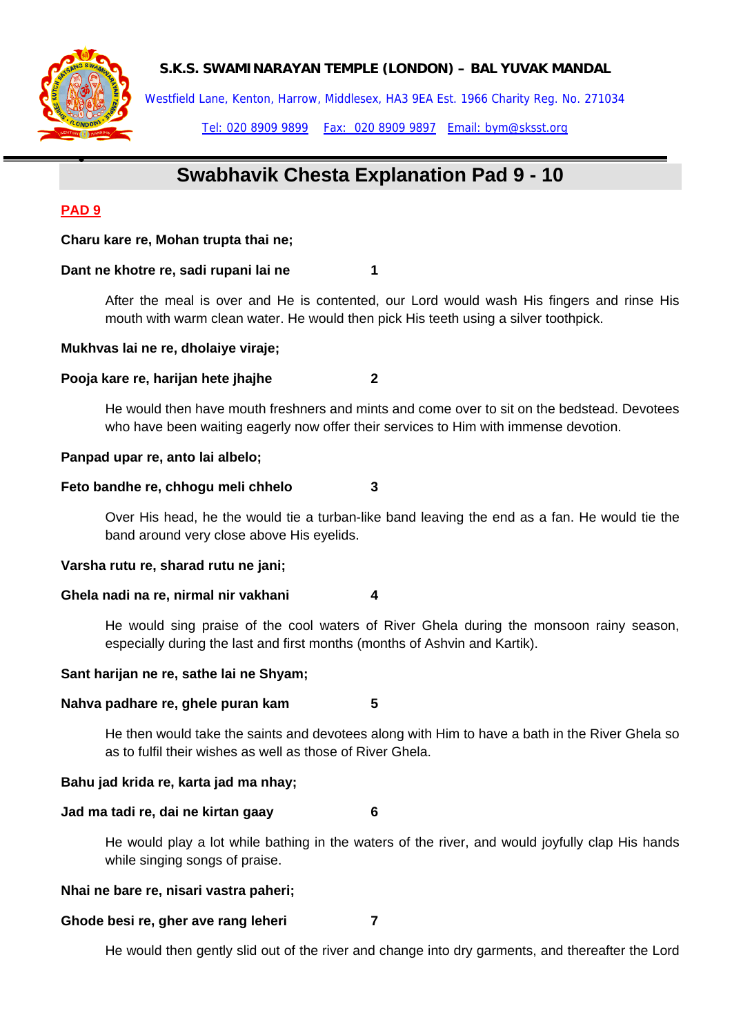**S.K.S. SWAMINARAYAN TEMPLE (LONDON) – BAL YUVAK MANDAL**

Westfield Lane, Kenton, Harrow, Middlesex, HA3 9EA Est. 1966 Charity Reg. No. 271034

Tel: 020 8909 9899   Fax: 020 8909 9897   Email: bym@sksst.org

# Swabhavik Chesta Explanation Pad 9 - 10

## PAD 9

**Charu kare re, Mohan trupta thai ne;**

**Dant ne khotre re, sadi rupani lai ne   1**

After the meal is over and He is contented, our Lord would wash His fingers and rinse His mouth with warm clean water. He would then pick His teeth using a silver toothpick.

**Mukhvas lai ne re, dholaiye viraje;**

**Pooja kare re, harijan hete jhajhe   2**

He would then have mouth freshners and mints and come over to sit on the bedstead. Devotees who have been waiting eagerly now offer their services to Him with immense devotion.

**Panpad upar re, anto lai albelo;**

**Feto bandhe re, chhogu meli chhelo   3**

Over His head, he the would tie a turban-like band leaving the end as a fan. He would tie the band around very close above His eyelids.

**Varsha rutu re, sharad rutu ne jani;**

**Ghela nadi na re, nirmal nir vakhani   4**

He would sing praise of the cool waters of River Ghela during the monsoon rainy season, especially during the last and first months (months of Ashvin and Kartik).

**Sant harijan ne re, sathe lai ne Shyam;**

**Nahva padhare re, ghele puran kam   5**

He then would take the saints and devotees along with Him to have a bath in the River Ghela so as to fulfil their wishes as well as those of River Ghela.

**Bahu jad krida re, karta jad ma nhay;**

**Jad ma tadi re, dai ne kirtan gaay   6**

He would play a lot while bathing in the waters of the river, and would joyfully clap His hands while singing songs of praise.

**Nhai ne bare re, nisari vastra paheri;**

**Ghode besi re, gher ave rang leheri   7**

He would then gently slid out of the river and change into dry garments, and thereafter the Lord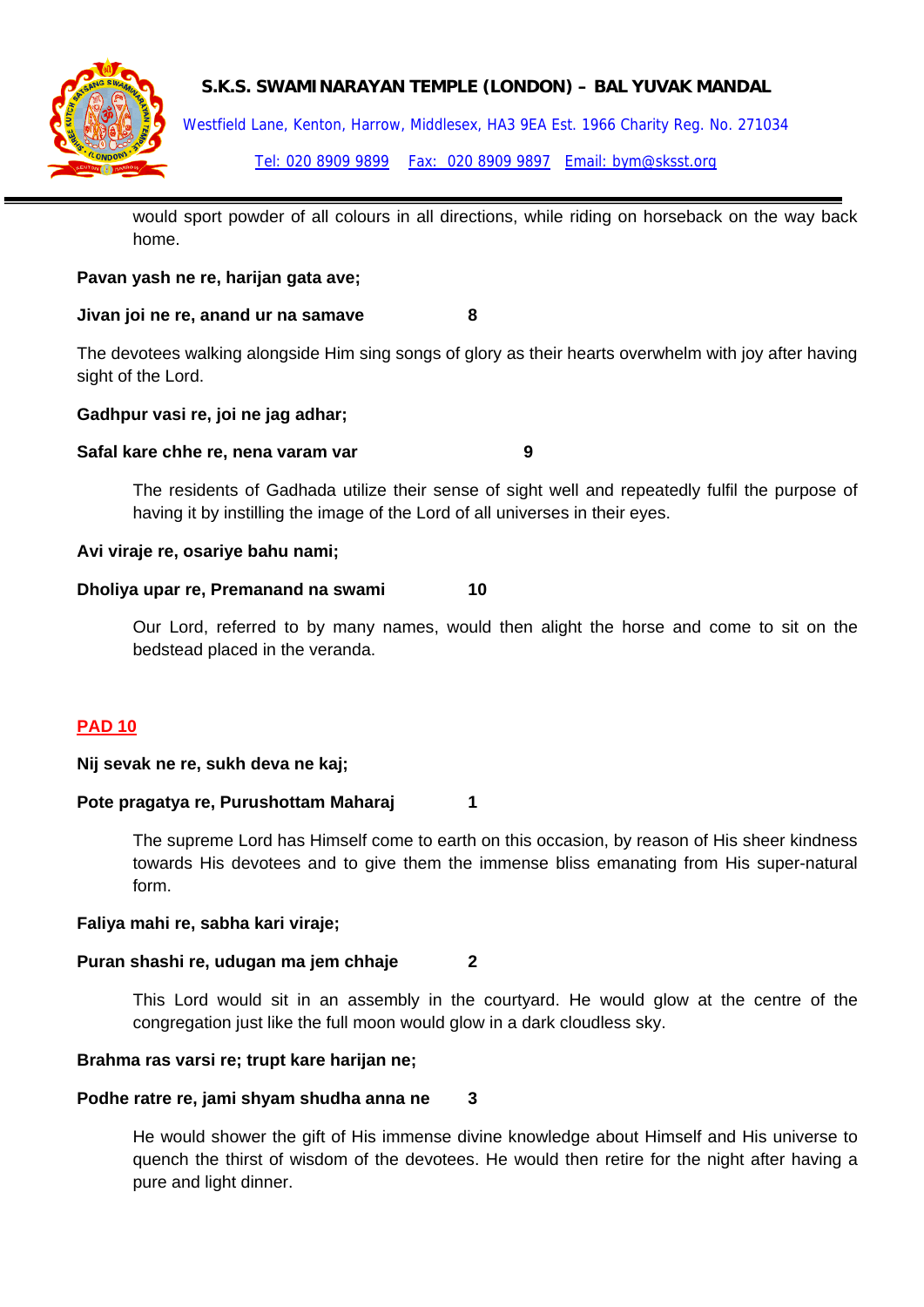would sport powder of all colours in all directions, while riding on horseback on the way back home.

**Pavan yash ne re, harijan gata ave;**

**Jivan joi ne re, anand ur na samave 8**

The devotees walking alongside Him sing songs of glory as their hearts overwhelm with joy after having sight of the Lord.

**Gadhpur vasi re, joi ne jag adhar;**

**Safal kare chhe re, nena varam var 9**

The residents of Gadhada utilize their sense of sight well and repeatedly fulfil the purpose of having it by instilling the image of the Lord of all universes in their eyes.

**Avi viraje re, osariye bahu nami;**

**Dholiya upar re, Premanand na swami 10**

Our Lord, referred to by many names, would then alight the horse and come to sit on the bedstead placed in the veranda.

## PAD 10

**Nij sevak ne re, sukh deva ne kaj;**

**Pote pragatya re, Purushottam Maharaj 1**

The supreme Lord has Himself come to earth on this occasion, by reason of His sheer kindness towards His devotees and to give them the immense bliss emanating from His super-natural form.

**Faliya mahi re, sabha kari viraje;**

**Puran shashi re, udugan ma jem chhaje 2**

This Lord would sit in an assembly in the courtyard. He would glow at the centre of the congregation just like the full moon would glow in a dark cloudless sky.

**Brahma ras varsi re; trupt kare harijan ne;**

**Podhe ratre re, jami shyam shudha anna ne 3**

He would shower the gift of His immense divine knowledge about Himself and His universe to quench the thirst of wisdom of the devotees. He would then retire for the night after having a pure and light dinner.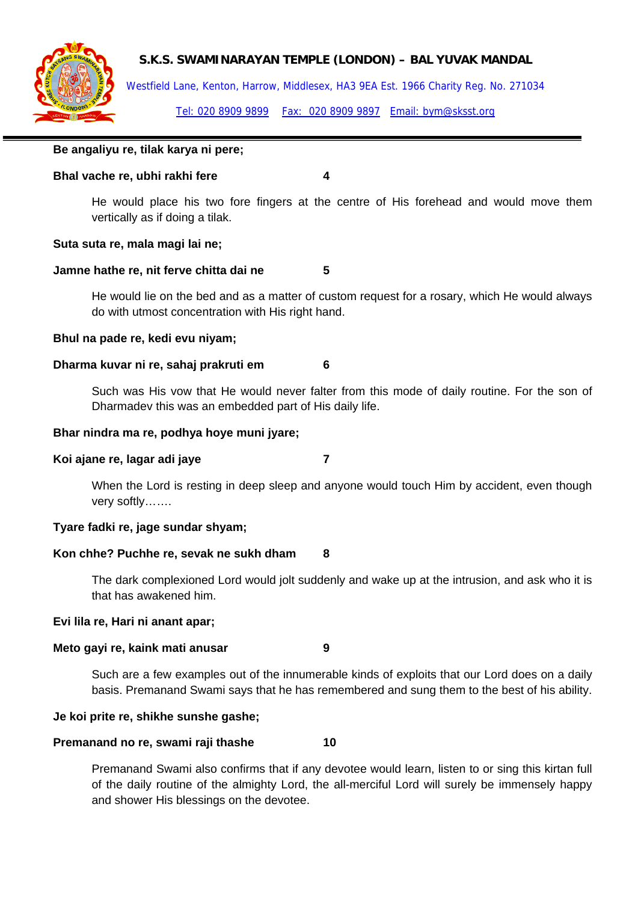**Be angaliyu re, tilak karya ni pere;**

**Bhal vache re, ubhi rakhi fere** **4**

He would place his two fore fingers at the centre of His forehead and would move them vertically as if doing a tilak.

**Suta suta re, mala magi lai ne;**

**Jamne hathe re, nit ferve chitta dai ne** **5**

He would lie on the bed and as a matter of custom request for a rosary, which He would always do with utmost concentration with His right hand.

**Bhul na pade re, kedi evu niyam;**

**Dharma kuvar ni re, sahaj prakruti em** **6**

Such was His vow that He would never falter from this mode of daily routine. For the son of Dharmadev this was an embedded part of His daily life.

**Bhar nindra ma re, podhya hoye muni jyare;**

**Koi ajane re, lagar adi jaye** **7**

When the Lord is resting in deep sleep and anyone would touch Him by accident, even though very softly…….

**Tyare fadki re, jage sundar shyam;**

**Kon chhe? Puchhe re, sevak ne sukh dham** **8**

The dark complexioned Lord would jolt suddenly and wake up at the intrusion, and ask who it is that has awakened him.

**Evi lila re, Hari ni anant apar;**

**Meto gayi re, kaink mati anusar** **9**

Such are a few examples out of the innumerable kinds of exploits that our Lord does on a daily basis. Premanand Swami says that he has remembered and sung them to the best of his ability.

**Je koi prite re, shikhe sunshe gashe;**

**Premanand no re, swami raji thashe** **10**

Premanand Swami also confirms that if any devotee would learn, listen to or sing this kirtan full of the daily routine of the almighty Lord, the all-merciful Lord will surely be immensely happy and shower His blessings on the devotee.